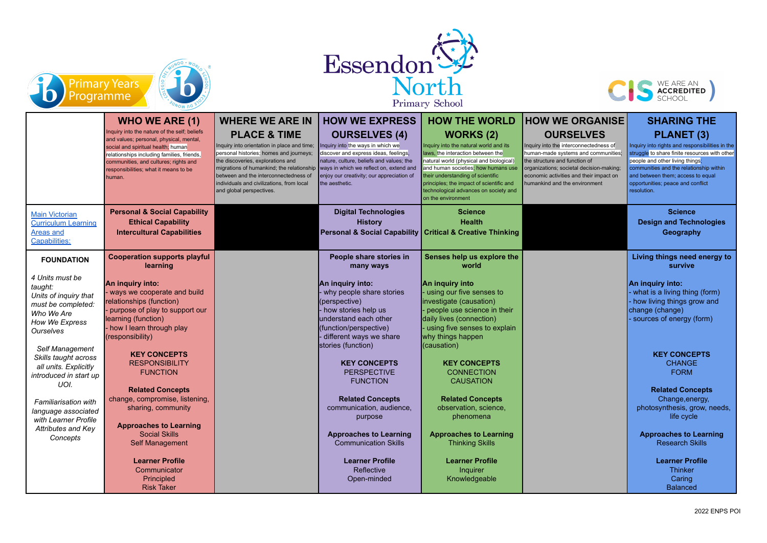Primary Years Programme

# Essendon North Primary School

WE ARE AN ACCREDITED SCHOOL

| | **WHO WE ARE (1)**<br>Inquiry into the nature of the self; beliefs and values; personal, physical, mental, social and spiritual health; human relationships including families, friends, communities, and cultures; rights and responsibilities; what it means to be human. | **WHERE WE ARE IN PLACE & TIME**<br>Inquiry into orientation in place and time; personal histories; homes and journeys; the discoveries, explorations and migrations of humankind; the relationship between and the interconnectedness of individuals and civilizations, from local and global perspectives. | **HOW WE EXPRESS OURSELVES (4)**<br>Inquiry into the ways in which we discover and express ideas, feelings, nature, culture, beliefs and values; the ways in which we reflect on, extend and enjoy our creativity; our appreciation of the aesthetic. | **HOW THE WORLD WORKS (2)**<br>Inquiry into the natural world and its laws, the interaction between the natural world (physical and biological) and human societies; how humans use their understanding of scientific principles; the impact of scientific and technological advances on society and on the environment | **HOW WE ORGANISE OURSELVES**<br>Inquiry into the interconnectedness of human-made systems and communities; the structure and function of organizations; societal decision-making; economic activities and their impact on humankind and the environment | **SHARING THE PLANET (3)**<br>Inquiry into rights and responsibilities in the struggle to share finite resources with other people and other living things; communities and the relationship within and between them; access to equal opportunities; peace and conflict resolution. |
|---|---|---|---|---|---|---|
| Main Victorian Curriculum Learning Areas and Capabilities: | **Personal & Social Capability**<br>**Ethical Capability**<br>**Intercultural Capabilities** | | **Digital Technologies**<br>**History**<br>**Personal & Social Capability** | **Science**<br>**Health**<br>**Critical & Creative Thinking** | | **Science**<br>**Design and Technologies**<br>**Geography** |
| **FOUNDATION**<br><br>*4 Units must be taught:*<br>*Units of inquiry that must be completed:*<br>*Who We Are*<br>*How We Express Ourselves*<br><br>*Self Management Skills taught across all units. Explicitly introduced in start up UOI.*<br><br>*Familiarisation with language associated with Learner Profile Attributes and Key Concepts* | **Cooperation supports playful learning**<br><br>**An inquiry into:**<br>- ways we cooperate and build relationships (function)<br>- purpose of play to support our learning (function)<br>- how I learn through play (responsibility)<br><br>**KEY CONCEPTS**<br>RESPONSIBILITY<br>FUNCTION<br><br>**Related Concepts**<br>change, compromise, listening, sharing, community<br><br>**Approaches to Learning**<br>Social Skills<br>Self Management<br><br>**Learner Profile**<br>Communicator<br>Principled<br>Risk Taker | | **People share stories in many ways**<br><br>**An inquiry into:**<br>- why people share stories (perspective)<br>- how stories help us understand each other (function/perspective)<br>- different ways we share stories (function)<br><br>**KEY CONCEPTS**<br>PERSPECTIVE<br>FUNCTION<br><br>**Related Concepts**<br>communication, audience, purpose<br><br>**Approaches to Learning**<br>Communication Skills<br><br>**Learner Profile**<br>Reflective<br>Open-minded | **Senses help us explore the world**<br><br>**An inquiry into**<br>- using our five senses to investigate (causation)<br>- people use science in their daily lives (connection)<br>- using five senses to explain why things happen (causation)<br><br>**KEY CONCEPTS**<br>CONNECTION<br>CAUSATION<br><br>**Related Concepts**<br>observation, science, phenomena<br><br>**Approaches to Learning**<br>Thinking Skills<br><br>**Learner Profile**<br>Inquirer<br>Knowledgeable | | **Living things need energy to survive**<br><br>**An inquiry into:**<br>- what is a living thing (form)<br>- how living things grow and change (change)<br>- sources of energy (form)<br><br>**KEY CONCEPTS**<br>CHANGE<br>FORM<br><br>**Related Concepts**<br>Change,energy, photosynthesis, grow, needs, life cycle<br><br>**Approaches to Learning**<br>Research Skills<br><br>**Learner Profile**<br>Thinker<br>Caring<br>Balanced |

2022 ENPS POI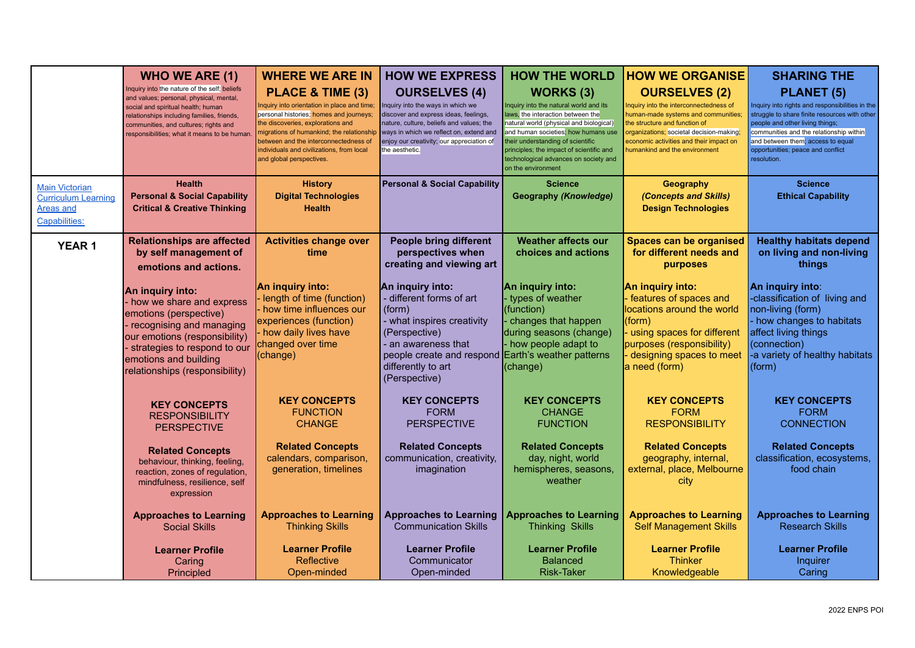| | WHO WE ARE (1) Inquiry into the nature of the self; beliefs and values; personal, physical, mental, social and spiritual health; human relationships including families, friends, communities, and cultures; rights and responsibilities; what it means to be human. | WHERE WE ARE IN PLACE & TIME (3) Inquiry into orientation in place and time; personal histories; homes and journeys; the discoveries, explorations and migrations of humankind; the relationship between and the interconnectedness of individuals and civilizations, from local and global perspectives. | HOW WE EXPRESS OURSELVES (4) Inquiry into the ways in which we discover and express ideas, feelings, nature, culture, beliefs and values; the ways in which we reflect on, extend and enjoy our creativity; our appreciation of the aesthetic. | HOW THE WORLD WORKS (3) Inquiry into the natural world and its laws, the interaction between the natural world (physical and biological) and human societies; how humans use their understanding of scientific principles; the impact of scientific and technological advances on society and on the environment | HOW WE ORGANISE OURSELVES (2) Inquiry into the interconnectedness of human-made systems and communities; the structure and function of organizations; societal decision-making; economic activities and their impact on humankind and the environment | SHARING THE PLANET (5) Inquiry into rights and responsibilities in the struggle to share finite resources with other people and other living things; communities and the relationship within and between them; access to equal opportunities; peace and conflict resolution. |
|---|---|---|---|---|---|---|
| Main Victorian Curriculum Learning Areas and Capabilities: | **Health** **Personal & Social Capability** **Critical & Creative Thinking** | **History** **Digital Technologies** **Health** | **Personal & Social Capability** | **Science** **Geography *(Knowledge)*** | **Geography** ***(Concepts and Skills)*** **Design Technologies** | **Science** **Ethical Capability** |
| **YEAR 1** | **Relationships are affected by self management of emotions and actions.** **An inquiry into:** - how we share and express emotions (perspective) - recognising and managing our emotions (responsibility) - strategies to respond to our emotions and building relationships (responsibility) **KEY CONCEPTS** RESPONSIBILITY PERSPECTIVE **Related Concepts** behaviour, thinking, feeling, reaction, zones of regulation, mindfulness, resilience, self expression **Approaches to Learning** Social Skills **Learner Profile** Caring Principled | **Activities change over time** **An inquiry into:** - length of time (function) - how time influences our experiences (function) - how daily lives have changed over time (change) **KEY CONCEPTS** FUNCTION CHANGE **Related Concepts** calendars, comparison, generation, timelines **Approaches to Learning** Thinking Skills **Learner Profile** Reflective Open-minded | **People bring different perspectives when creating and viewing art** **An inquiry into:** - different forms of art (form) - what inspires creativity (Perspective) - an awareness that people create and respond differently to art (Perspective) **KEY CONCEPTS** FORM PERSPECTIVE **Related Concepts** communication, creativity, imagination **Approaches to Learning** Communication Skills **Learner Profile** Communicator Open-minded | **Weather affects our choices and actions** **An inquiry into:** - types of weather (function) - changes that happen during seasons (change) - how people adapt to Earth's weather patterns (change) **KEY CONCEPTS** CHANGE FUNCTION **Related Concepts** day, night, world hemispheres, seasons, weather **Approaches to Learning** Thinking Skills **Learner Profile** Balanced Risk-Taker | **Spaces can be organised for different needs and purposes** **An inquiry into:** - features of spaces and locations around the world (form) - using spaces for different purposes (responsibility) - designing spaces to meet a need (form) **KEY CONCEPTS** FORM RESPONSIBILITY **Related Concepts** geography, internal, external, place, Melbourne city **Approaches to Learning** Self Management Skills **Learner Profile** Thinker Knowledgeable | **Healthy habitats depend on living and non-living things** **An inquiry into**: -classification of living and non-living (form) - how changes to habitats affect living things (connection) -a variety of healthy habitats (form) **KEY CONCEPTS** FORM CONNECTION **Related Concepts** classification, ecosystems, food chain **Approaches to Learning** Research Skills **Learner Profile** Inquirer Caring |

2022 ENPS POI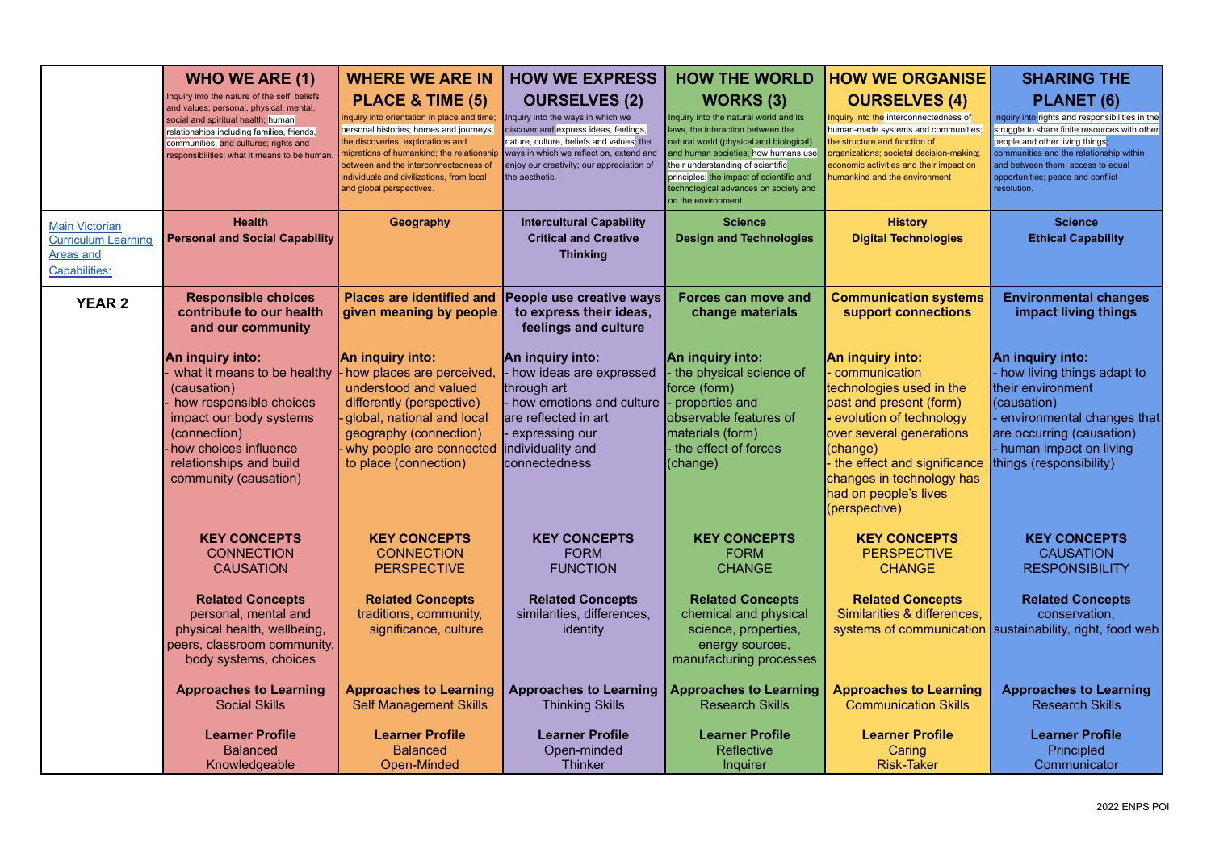| | WHO WE ARE (1)<br>Inquiry into the nature of the self; beliefs and values; personal, physical, mental, social and spiritual health; human relationships including families, friends, communities, and cultures; rights and responsibilities; what it means to be human. | WHERE WE ARE IN PLACE & TIME (5)<br>Inquiry into orientation in place and time; personal histories; homes and journeys; the discoveries, explorations and migrations of humankind; the relationship between and the interconnectedness of individuals and civilizations, from local and global perspectives. | HOW WE EXPRESS OURSELVES (2)<br>Inquiry into the ways in which we discover and express ideas, feelings, nature, culture, beliefs and values; the ways in which we reflect on, extend and enjoy our creativity; our appreciation of the aesthetic. | HOW THE WORLD WORKS (3)<br>Inquiry into the natural world and its laws, the interaction between the natural world (physical and biological) and human societies; how humans use their understanding of scientific principles; the impact of scientific and technological advances on society and on the environment | HOW WE ORGANISE OURSELVES (4)<br>Inquiry into the interconnectedness of human-made systems and communities; the structure and function of organizations; societal decision-making; economic activities and their impact on humankind and the environment | SHARING THE PLANET (6)<br>Inquiry into rights and responsibilities in the struggle to share finite resources with other people and other living things; communities and the relationship within and between them; access to equal opportunities; peace and conflict resolution. |
|---|---|---|---|---|---|---|
| Main Victorian Curriculum Learning Areas and Capabilities: | **Health**<br>**Personal and Social Capability** | **Geography** | **Intercultural Capability**<br>**Critical and Creative Thinking** | **Science**<br>**Design and Technologies** | **History**<br>**Digital Technologies** | **Science**<br>**Ethical Capability** |
| **YEAR 2** | **Responsible choices contribute to our health and our community**<br><br>**An inquiry into:**<br>- what it means to be healthy (causation)<br>- how responsible choices impact our body systems (connection)<br>- how choices influence relationships and build community (causation)<br><br>**KEY CONCEPTS**<br>CONNECTION<br>CAUSATION<br><br>**Related Concepts**<br>personal, mental and physical health, wellbeing, peers, classroom community, body systems, choices<br><br>**Approaches to Learning**<br>Social Skills<br><br>**Learner Profile**<br>Balanced<br>Knowledgeable | **Places are identified and given meaning by people**<br><br>**An inquiry into:**<br>- how places are perceived, understood and valued differently (perspective)<br>- global, national and local geography (connection)<br>- why people are connected to place (connection)<br><br>**KEY CONCEPTS**<br>CONNECTION<br>PERSPECTIVE<br><br>**Related Concepts**<br>traditions, community, significance, culture<br><br>**Approaches to Learning**<br>Self Management Skills<br><br>**Learner Profile**<br>Balanced<br>Open-Minded | **People use creative ways to express their ideas, feelings and culture**<br><br>**An inquiry into:**<br>- how ideas are expressed through art<br>- how emotions and culture are reflected in art<br>- expressing our individuality and connectedness<br><br>**KEY CONCEPTS**<br>FORM<br>FUNCTION<br><br>**Related Concepts**<br>similarities, differences, identity<br><br>**Approaches to Learning**<br>Thinking Skills<br><br>**Learner Profile**<br>Open-minded<br>Thinker | **Forces can move and change materials**<br><br>**An inquiry into:**<br>- the physical science of force (form)<br>- properties and observable features of materials (form)<br>- the effect of forces (change)<br><br>**KEY CONCEPTS**<br>FORM<br>CHANGE<br><br>**Related Concepts**<br>chemical and physical science, properties, energy sources, manufacturing processes<br><br>**Approaches to Learning**<br>Research Skills<br><br>**Learner Profile**<br>Reflective<br>Inquirer | **Communication systems support connections**<br><br>**An inquiry into:**<br>- communication technologies used in the past and present (form)<br>- evolution of technology over several generations (change)<br>- the effect and significance changes in technology has had on people's lives (perspective)<br><br>**KEY CONCEPTS**<br>PERSPECTIVE<br>CHANGE<br><br>**Related Concepts**<br>Similarities & differences, systems of communication<br><br>**Approaches to Learning**<br>Communication Skills<br><br>**Learner Profile**<br>Caring<br>Risk-Taker | **Environmental changes impact living things**<br><br>**An inquiry into:**<br>- how living things adapt to their environment (causation)<br>- environmental changes that are occurring (causation)<br>- human impact on living things (responsibility)<br><br>**KEY CONCEPTS**<br>CAUSATION<br>RESPONSIBILITY<br><br>**Related Concepts**<br>conservation, sustainability, right, food web<br><br>**Approaches to Learning**<br>Research Skills<br><br>**Learner Profile**<br>Principled<br>Communicator |

2022 ENPS POI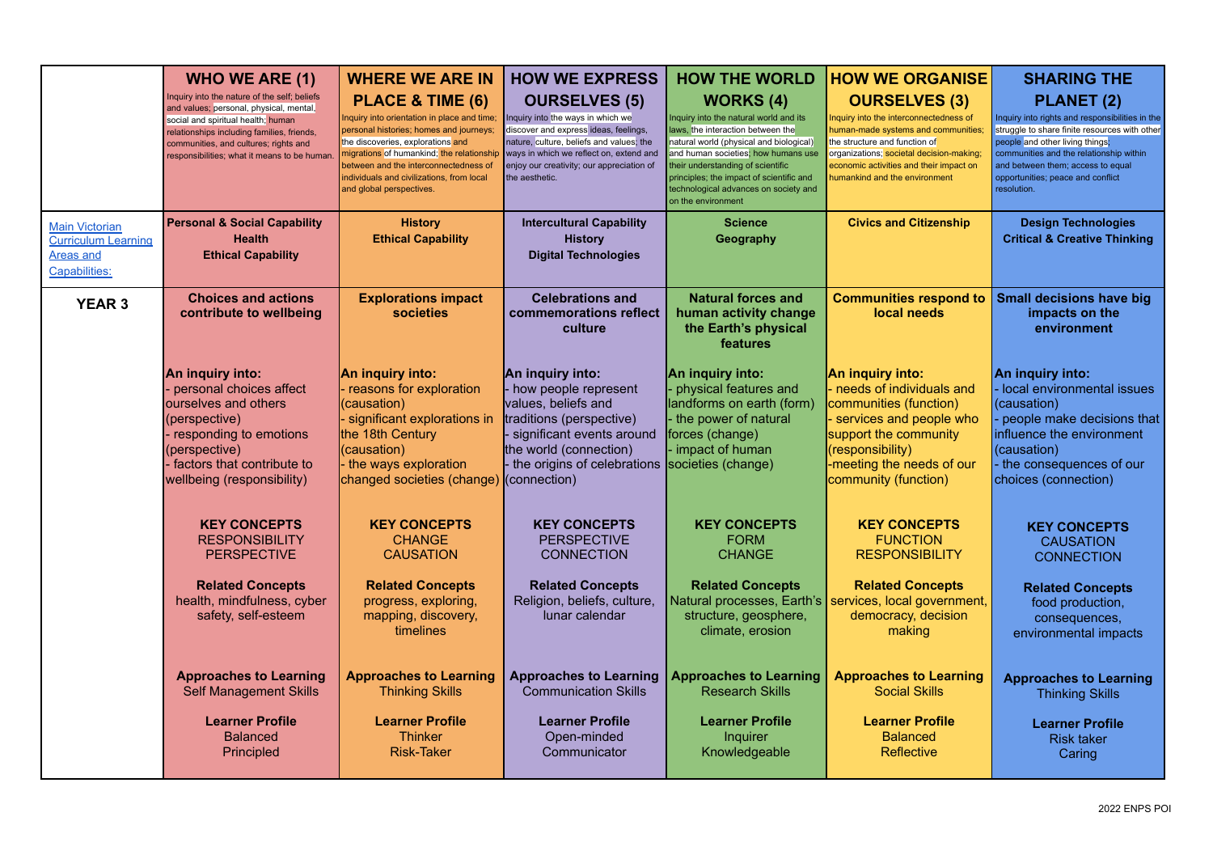| | **WHO WE ARE (1)** Inquiry into the nature of the self; beliefs and values; personal, physical, mental, social and spiritual health; human relationships including families, friends, communities, and cultures; rights and responsibilities; what it means to be human. | **WHERE WE ARE IN PLACE & TIME (6)** Inquiry into orientation in place and time; personal histories; homes and journeys; the discoveries, explorations and migrations of humankind; the relationship between and the interconnectedness of individuals and civilizations, from local and global perspectives. | **HOW WE EXPRESS OURSELVES (5)** Inquiry into the ways in which we discover and express ideas, feelings, nature, culture, beliefs and values; the ways in which we reflect on, extend and enjoy our creativity; our appreciation of the aesthetic. | **HOW THE WORLD WORKS (4)** Inquiry into the natural world and its laws, the interaction between the natural world (physical and biological) and human societies; how humans use their understanding of scientific principles; the impact of scientific and technological advances on society and on the environment | **HOW WE ORGANISE OURSELVES (3)** Inquiry into the interconnectedness of human-made systems and communities; the structure and function of organizations; societal decision-making; economic activities and their impact on humankind and the environment | **SHARING THE PLANET (2)** Inquiry into rights and responsibilities in the struggle to share finite resources with other people and other living things; communities and the relationship within and between them; access to equal opportunities; peace and conflict resolution. |
|---|---|---|---|---|---|---|
| Main Victorian Curriculum Learning Areas and Capabilities: | **Personal & Social Capability**<br>**Health**<br>**Ethical Capability** | **History**<br>**Ethical Capability** | **Intercultural Capability**<br>**History**<br>**Digital Technologies** | **Science**<br>**Geography** | **Civics and Citizenship** | **Design Technologies**<br>**Critical & Creative Thinking** |
| **YEAR 3** | **Choices and actions contribute to wellbeing**<br><br>**An inquiry into:**<br>- personal choices affect ourselves and others (perspective)<br>- responding to emotions (perspective)<br>- factors that contribute to wellbeing (responsibility)<br><br>**KEY CONCEPTS**<br>RESPONSIBILITY<br>PERSPECTIVE<br><br>**Related Concepts**<br>health, mindfulness, cyber safety, self-esteem<br><br>**Approaches to Learning**<br>Self Management Skills<br><br>**Learner Profile**<br>Balanced<br>Principled | **Explorations impact societies**<br><br>**An inquiry into:**<br>- reasons for exploration (causation)<br>- significant explorations in the 18th Century (causation)<br>- the ways exploration changed societies (change)<br><br>**KEY CONCEPTS**<br>CHANGE<br>CAUSATION<br><br>**Related Concepts**<br>progress, exploring, mapping, discovery, timelines<br><br>**Approaches to Learning**<br>Thinking Skills<br><br>**Learner Profile**<br>Thinker<br>Risk-Taker | **Celebrations and commemorations reflect culture**<br><br>**An inquiry into:**<br>- how people represent values, beliefs and traditions (perspective)<br>- significant events around the world (connection)<br>- the origins of celebrations (connection)<br><br>**KEY CONCEPTS**<br>PERSPECTIVE<br>CONNECTION<br><br>**Related Concepts**<br>Religion, beliefs, culture, lunar calendar<br><br>**Approaches to Learning**<br>Communication Skills<br><br>**Learner Profile**<br>Open-minded<br>Communicator | **Natural forces and human activity change the Earth's physical features**<br><br>**An inquiry into:**<br>- physical features and landforms on earth (form)<br>- the power of natural forces (change)<br>- impact of human societies (change)<br><br>**KEY CONCEPTS**<br>FORM<br>CHANGE<br><br>**Related Concepts**<br>Natural processes, Earth's structure, geosphere, climate, erosion<br><br>**Approaches to Learning**<br>Research Skills<br><br>**Learner Profile**<br>Inquirer<br>Knowledgeable | **Communities respond to local needs**<br><br>**An inquiry into:**<br>- needs of individuals and communities (function)<br>- services and people who support the community (responsibility)<br>-meeting the needs of our community (function)<br><br>**KEY CONCEPTS**<br>FUNCTION<br>RESPONSIBILITY<br><br>**Related Concepts**<br>services, local government, democracy, decision making<br><br>**Approaches to Learning**<br>Social Skills<br><br>**Learner Profile**<br>Balanced<br>Reflective | **Small decisions have big impacts on the environment**<br><br>**An inquiry into:**<br>- local environmental issues (causation)<br>- people make decisions that influence the environment (causation)<br>- the consequences of our choices (connection)<br><br>**KEY CONCEPTS**<br>CAUSATION<br>CONNECTION<br><br>**Related Concepts**<br>food production, consequences, environmental impacts<br><br>**Approaches to Learning**<br>Thinking Skills<br><br>**Learner Profile**<br>Risk taker<br>Caring |

2022 ENPS POI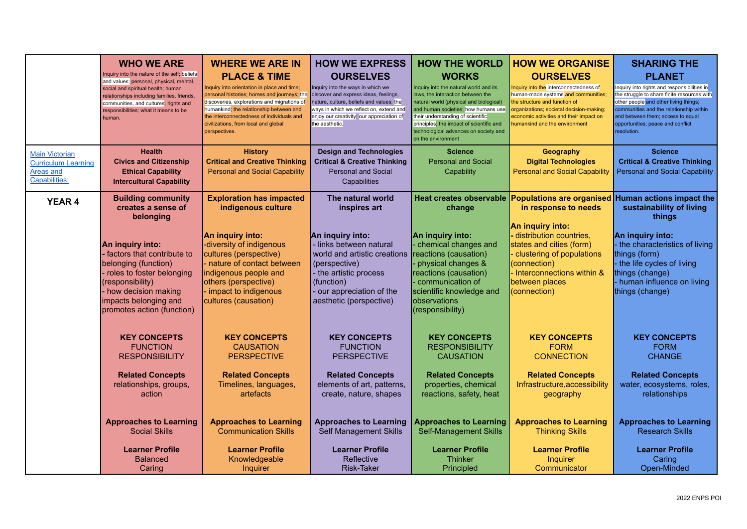| | WHO WE ARE<br>Inquiry into the nature of the self; beliefs and values; personal, physical, mental, social and spiritual health; human relationships including families, friends, communities, and cultures; rights and responsibilities; what it means to be human. | WHERE WE ARE IN PLACE & TIME<br>Inquiry into orientation in place and time; personal histories; homes and journeys; the discoveries, explorations and migrations of humankind; the relationship between and the interconnectedness of individuals and civilizations, from local and global perspectives. | HOW WE EXPRESS OURSELVES<br>Inquiry into the ways in which we discover and express ideas, feelings, nature, culture, beliefs and values; the ways in which we reflect on, extend and enjoy our creativity; our appreciation of the aesthetic. | HOW THE WORLD WORKS<br>Inquiry into the natural world and its laws, the interaction between the natural world (physical and biological) and human societies; how humans use their understanding of scientific principles; the impact of scientific and technological advances on society and on the environment | HOW WE ORGANISE OURSELVES<br>Inquiry into the interconnectedness of human-made systems and communities; the structure and function of organizations; societal decision-making; economic activities and their impact on humankind and the environment | SHARING THE PLANET<br>Inquiry into rights and responsibilities in the struggle to share finite resources with other people and other living things; communities and the relationship within and between them; access to equal opportunities; peace and conflict resolution. |
|---|---|---|---|---|---|---|
| Main Victorian Curriculum Learning Areas and Capabilities: | **Health**<br>**Civics and Citizenship**<br>**Ethical Capability**<br>**Intercultural Capability** | **History**<br>**Critical and Creative Thinking**<br>Personal and Social Capability | **Design and Technologies**<br>**Critical & Creative Thinking**<br>Personal and Social Capabilities | **Science**<br>Personal and Social Capability | **Geography**<br>**Digital Technologies**<br>Personal and Social Capability | **Science**<br>**Critical & Creative Thinking**<br>Personal and Social Capability |
| **YEAR 4** | **Building community creates a sense of belonging**<br><br>**An inquiry into:**<br>- factors that contribute to belonging (function)<br>- roles to foster belonging (responsibility)<br>- how decision making impacts belonging and promotes action (function)<br><br>**KEY CONCEPTS**<br>FUNCTION<br>RESPONSIBILITY<br><br>**Related Concepts**<br>relationships, groups, action<br><br>**Approaches to Learning**<br>Social Skills<br><br>**Learner Profile**<br>Balanced<br>Caring | **Exploration has impacted indigenous culture**<br><br>**An inquiry into:**<br>-diversity of indigenous cultures (perspective)<br>- nature of contact between indigenous people and others (perspective)<br>- impact to indigenous cultures (causation)<br><br>**KEY CONCEPTS**<br>CAUSATION<br>PERSPECTIVE<br><br>**Related Concepts**<br>Timelines, languages, artefacts<br><br>**Approaches to Learning**<br>Communication Skills<br><br>**Learner Profile**<br>Knowledgeable<br>Inquirer | **The natural world inspires art**<br><br>**An inquiry into:**<br>- links between natural world and artistic creations (perspective)<br>- the artistic process (function)<br>- our appreciation of the aesthetic (perspective)<br><br>**KEY CONCEPTS**<br>FUNCTION<br>PERSPECTIVE<br><br>**Related Concepts**<br>elements of art, patterns, create, nature, shapes<br><br>**Approaches to Learning**<br>Self Management Skills<br><br>**Learner Profile**<br>Reflective<br>Risk-Taker | **Heat creates observable change**<br><br>**An inquiry into:**<br>- chemical changes and reactions (causation)<br>- physical changes & reactions (causation)<br>- communication of scientific knowledge and observations (responsibility)<br><br>**KEY CONCEPTS**<br>RESPONSIBILITY<br>CAUSATION<br><br>**Related Concepts**<br>properties, chemical reactions, safety, heat<br><br>**Approaches to Learning**<br>Self-Management Skills<br><br>**Learner Profile**<br>Thinker<br>Principled | **Populations are organised in response to needs**<br><br>**An inquiry into:**<br>- distribution countries, states and cities (form)<br>- clustering of populations (connection)<br>- Interconnections within & between places (connection)<br><br>**KEY CONCEPTS**<br>FORM<br>CONNECTION<br><br>**Related Concepts**<br>Infrastructure,accessibility geography<br><br>**Approaches to Learning**<br>Thinking Skills<br><br>**Learner Profile**<br>Inquirer<br>Communicator | **Human actions impact the sustainability of living things**<br><br>**An inquiry into:**<br>- the characteristics of living things (form)<br>- the life cycles of living things (change)<br>- human influence on living things (change)<br><br>**KEY CONCEPTS**<br>FORM<br>CHANGE<br><br>**Related Concepts**<br>water, ecosystems, roles, relationships<br><br>**Approaches to Learning**<br>Research Skills<br><br>**Learner Profile**<br>Caring<br>Open-Minded |

2022 ENPS POI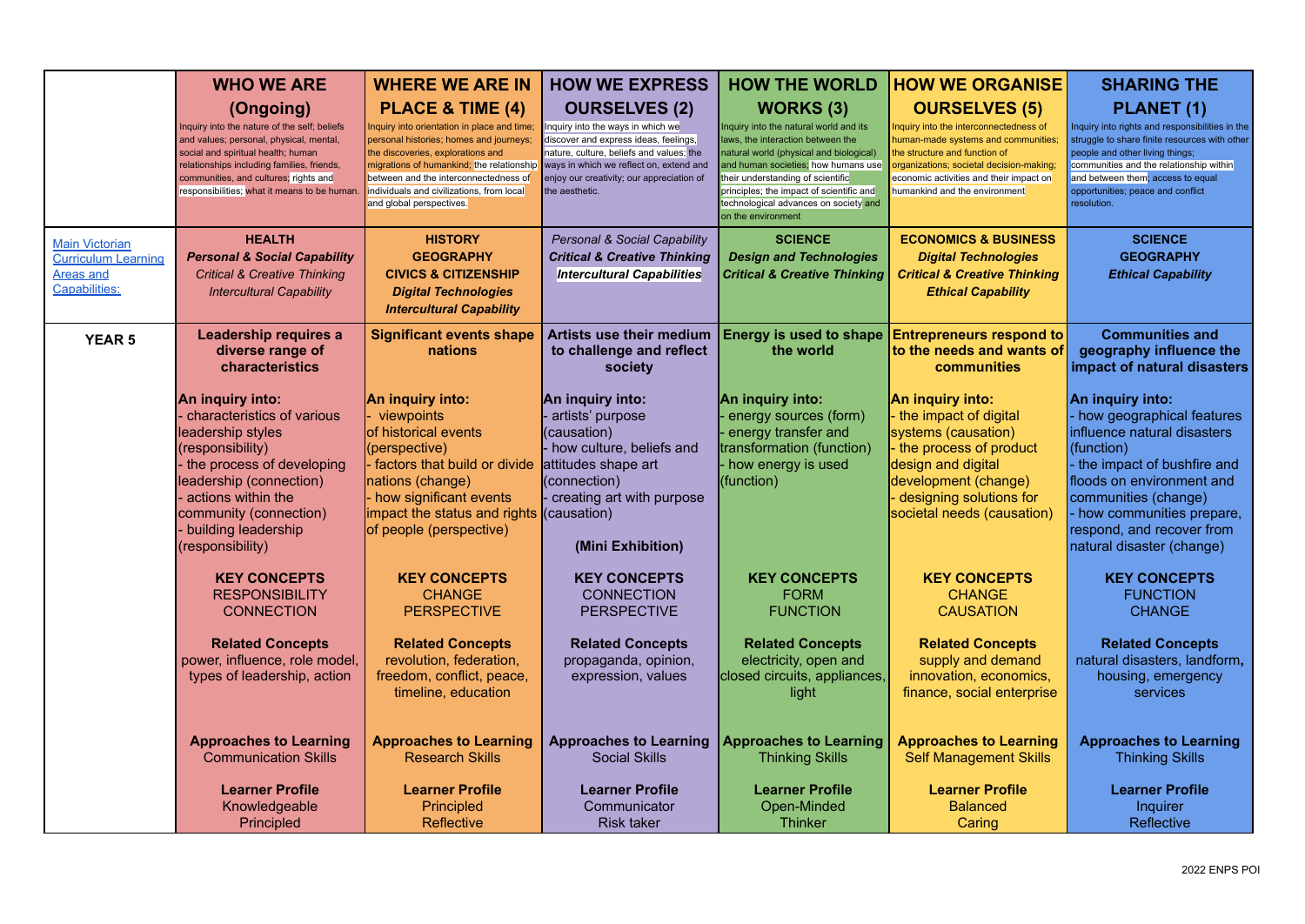| | WHO WE ARE (Ongoing) | WHERE WE ARE IN PLACE & TIME (4) | HOW WE EXPRESS OURSELVES (2) | HOW THE WORLD WORKS (3) | HOW WE ORGANISE OURSELVES (5) | SHARING THE PLANET (1) |
|---|---|---|---|---|---|---|
| | Inquiry into the nature of the self; beliefs and values; personal, physical, mental, social and spiritual health; human relationships including families, friends, communities, and cultures; rights and responsibilities; what it means to be human. | Inquiry into orientation in place and time; personal histories; homes and journeys; the discoveries, explorations and migrations of humankind; the relationship between and the interconnectedness of individuals and civilizations, from local and global perspectives. | Inquiry into the ways in which we discover and express ideas, feelings, nature, culture, beliefs and values; the ways in which we reflect on, extend and enjoy our creativity; our appreciation of the aesthetic. | Inquiry into the natural world and its laws, the interaction between the natural world (physical and biological) and human societies; how humans use their understanding of scientific principles; the impact of scientific and technological advances on society and on the environment | Inquiry into the interconnectedness of human-made systems and communities; the structure and function of organizations; societal decision-making; economic activities and their impact on humankind and the environment | Inquiry into rights and responsibilities in the struggle to share finite resources with other people and other living things; communities and the relationship within and between them; access to equal opportunities; peace and conflict resolution. |
| Main Victorian Curriculum Learning Areas and Capabilities: | **HEALTH**<br>***Personal & Social Capability***<br>*Critical & Creative Thinking*<br>*Intercultural Capability* | **HISTORY**<br>**GEOGRAPHY**<br>**CIVICS & CITIZENSHIP**<br>***Digital Technologies***<br>***Intercultural Capability*** | *Personal & Social Capability*<br>***Critical & Creative Thinking***<br>***Intercultural Capabilities*** | **SCIENCE**<br>***Design and Technologies***<br>***Critical & Creative Thinking*** | **ECONOMICS & BUSINESS**<br>***Digital Technologies***<br>***Critical & Creative Thinking***<br>***Ethical Capability*** | **SCIENCE**<br>**GEOGRAPHY**<br>***Ethical Capability*** |
| **YEAR 5** | **Leadership requires a diverse range of characteristics**<br><br>**An inquiry into:**<br>- characteristics of various leadership styles (responsibility)<br>- the process of developing leadership (connection)<br>- actions within the community (connection)<br>- building leadership (responsibility)<br><br>**KEY CONCEPTS**<br>RESPONSIBILITY<br>CONNECTION<br><br>**Related Concepts**<br>power, influence, role model, types of leadership, action<br><br>**Approaches to Learning**<br>Communication Skills<br><br>**Learner Profile**<br>Knowledgeable<br>Principled | **Significant events shape nations**<br><br>**An inquiry into:**<br>- viewpoints of historical events (perspective)<br>- factors that build or divide nations (change)<br>- how significant events impact the status and rights of people (perspective)<br><br>**KEY CONCEPTS**<br>CHANGE<br>PERSPECTIVE<br><br>**Related Concepts**<br>revolution, federation, freedom, conflict, peace, timeline, education<br><br>**Approaches to Learning**<br>Research Skills<br><br>**Learner Profile**<br>Principled<br>Reflective | **Artists use their medium to challenge and reflect society**<br><br>**An inquiry into:**<br>- artists' purpose (causation)<br>- how culture, beliefs and attitudes shape art (connection)<br>- creating art with purpose (causation)<br><br>**(Mini Exhibition)**<br><br>**KEY CONCEPTS**<br>CONNECTION<br>PERSPECTIVE<br><br>**Related Concepts**<br>propaganda, opinion, expression, values<br><br>**Approaches to Learning**<br>Social Skills<br><br>**Learner Profile**<br>Communicator<br>Risk taker | **Energy is used to shape the world**<br><br>**An inquiry into:**<br>- energy sources (form)<br>- energy transfer and transformation (function)<br>- how energy is used (function)<br><br>**KEY CONCEPTS**<br>FORM<br>FUNCTION<br><br>**Related Concepts**<br>electricity, open and closed circuits, appliances, light<br><br>**Approaches to Learning**<br>Thinking Skills<br><br>**Learner Profile**<br>Open-Minded<br>Thinker | **Entrepreneurs respond to the needs and wants of communities**<br><br>**An inquiry into:**<br>- the impact of digital systems (causation)<br>- the process of product design and digital development (change)<br>- designing solutions for societal needs (causation)<br><br>**KEY CONCEPTS**<br>CHANGE<br>CAUSATION<br><br>**Related Concepts**<br>supply and demand innovation, economics, finance, social enterprise<br><br>**Approaches to Learning**<br>Self Management Skills<br><br>**Learner Profile**<br>Balanced<br>Caring | **Communities and geography influence the impact of natural disasters**<br><br>**An inquiry into:**<br>- how geographical features influence natural disasters (function)<br>- the impact of bushfire and floods on environment and communities (change)<br>- how communities prepare, respond, and recover from natural disaster (change)<br><br>**KEY CONCEPTS**<br>FUNCTION<br>CHANGE<br><br>**Related Concepts**<br>natural disasters, landform, housing, emergency services<br><br>**Approaches to Learning**<br>Thinking Skills<br><br>**Learner Profile**<br>Inquirer<br>Reflective |

2022 ENPS POI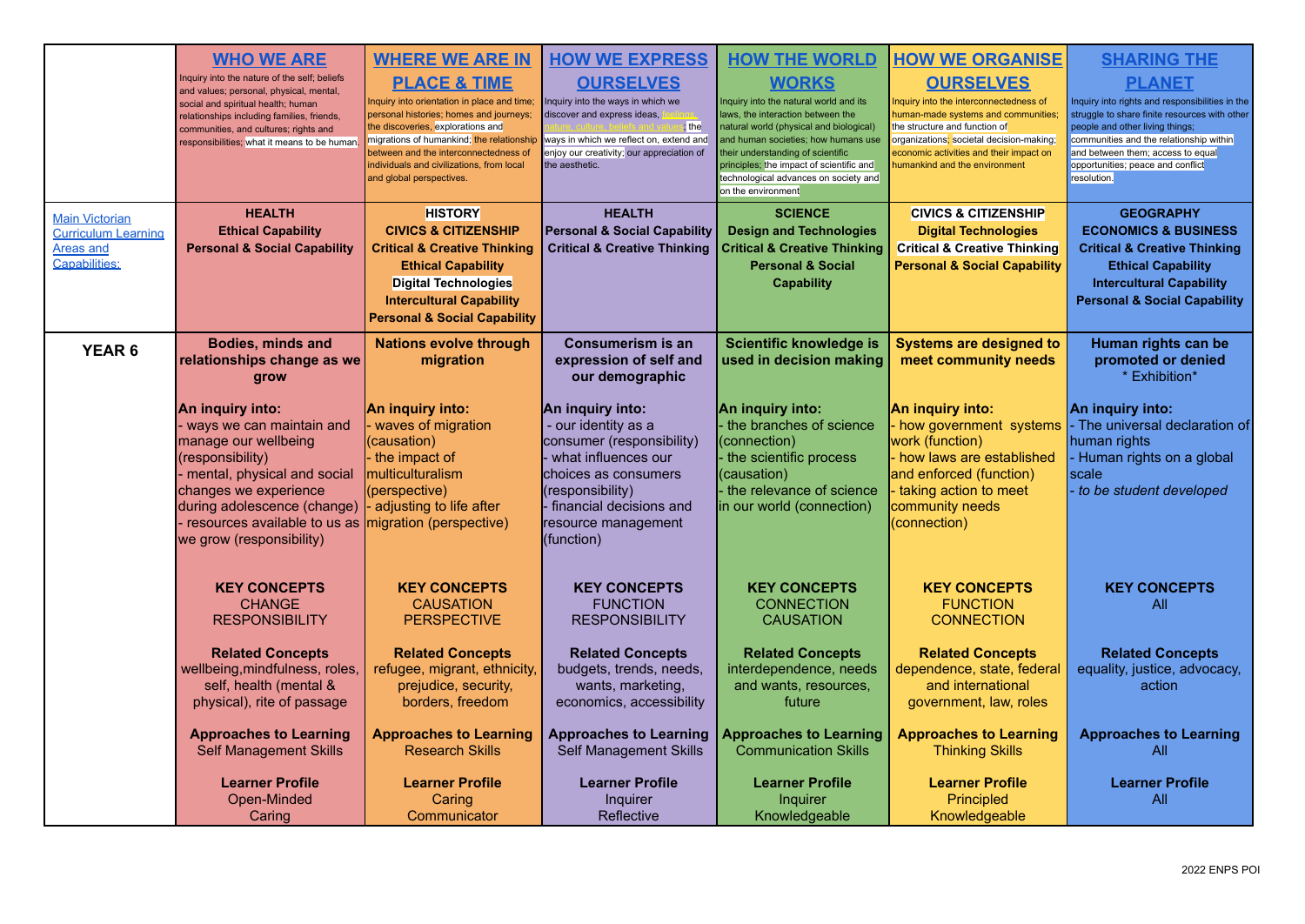| | [WHO WE ARE](#) Inquiry into the nature of the self; beliefs and values; personal, physical, mental, social and spiritual health; human relationships including families, friends, communities, and cultures; rights and responsibilities; what it means to be human. | [WHERE WE ARE IN PLACE & TIME](#) Inquiry into orientation in place and time; personal histories; homes and journeys; the discoveries, explorations and migrations of humankind; the relationship between and the interconnectedness of individuals and civilizations, from local and global perspectives. | [HOW WE EXPRESS OURSELVES](#) Inquiry into the ways in which we discover and express ideas, feelings, nature, culture, beliefs and values; the ways in which we reflect on, extend and enjoy our creativity; our appreciation of the aesthetic. | [HOW THE WORLD WORKS](#) Inquiry into the natural world and its laws, the interaction between the natural world (physical and biological) and human societies; how humans use their understanding of scientific principles; the impact of scientific and technological advances on society and on the environment | [HOW WE ORGANISE OURSELVES](#) Inquiry into the interconnectedness of human-made systems and communities; the structure and function of organizations; societal decision-making; economic activities and their impact on humankind and the environment | [SHARING THE PLANET](#) Inquiry into rights and responsibilities in the struggle to share finite resources with other people and other living things; communities and the relationship within and between them; access to equal opportunities; peace and conflict resolution. |
|---|---|---|---|---|---|---|
| [Main Victorian Curriculum Learning Areas and Capabilities:](#) | **HEALTH**<br>**Ethical Capability**<br>**Personal & Social Capability** | **HISTORY**<br>**CIVICS & CITIZENSHIP**<br>**Critical & Creative Thinking**<br>**Ethical Capability**<br>**Digital Technologies**<br>**Intercultural Capability**<br>**Personal & Social Capability** | **HEALTH**<br>**Personal & Social Capability**<br>**Critical & Creative Thinking** | **SCIENCE**<br>**Design and Technologies**<br>**Critical & Creative Thinking**<br>**Personal & Social Capability** | **CIVICS & CITIZENSHIP**<br>**Digital Technologies**<br>**Critical & Creative Thinking**<br>**Personal & Social Capability** | **GEOGRAPHY**<br>**ECONOMICS & BUSINESS**<br>**Critical & Creative Thinking**<br>**Ethical Capability**<br>**Intercultural Capability**<br>**Personal & Social Capability** |
| **YEAR 6** | **Bodies, minds and relationships change as we grow**<br><br>**An inquiry into:**<br>- ways we can maintain and manage our wellbeing (responsibility)<br>- mental, physical and social changes we experience during adolescence (change)<br>- resources available to us as we grow (responsibility)<br><br>**KEY CONCEPTS**<br>CHANGE<br>RESPONSIBILITY<br><br>**Related Concepts**<br>wellbeing,mindfulness, roles, self, health (mental & physical), rite of passage<br><br>**Approaches to Learning**<br>Self Management Skills<br><br>**Learner Profile**<br>Open-Minded<br>Caring | **Nations evolve through migration**<br><br>**An inquiry into:**<br>- waves of migration (causation)<br>- the impact of multiculturalism (perspective)<br>- adjusting to life after migration (perspective)<br><br>**KEY CONCEPTS**<br>CAUSATION<br>PERSPECTIVE<br><br>**Related Concepts**<br>refugee, migrant, ethnicity, prejudice, security, borders, freedom<br><br>**Approaches to Learning**<br>Research Skills<br><br>**Learner Profile**<br>Caring<br>Communicator | **Consumerism is an expression of self and our demographic**<br><br>**An inquiry into:**<br>- our identity as a consumer (responsibility)<br>- what influences our choices as consumers (responsibility)<br>- financial decisions and resource management (function)<br><br>**KEY CONCEPTS**<br>FUNCTION<br>RESPONSIBILITY<br><br>**Related Concepts**<br>budgets, trends, needs, wants, marketing, economics, accessibility<br><br>**Approaches to Learning**<br>Self Management Skills<br><br>**Learner Profile**<br>Inquirer<br>Reflective | **Scientific knowledge is used in decision making**<br><br>**An inquiry into:**<br>- the branches of science (connection)<br>- the scientific process (causation)<br>- the relevance of science in our world (connection)<br><br>**KEY CONCEPTS**<br>CONNECTION<br>CAUSATION<br><br>**Related Concepts**<br>interdependence, needs and wants, resources, future<br><br>**Approaches to Learning**<br>Communication Skills<br><br>**Learner Profile**<br>Inquirer<br>Knowledgeable | **Systems are designed to meet community needs**<br><br>**An inquiry into:**<br>- how government systems work (function)<br>- how laws are established and enforced (function)<br>- taking action to meet community needs (connection)<br><br>**KEY CONCEPTS**<br>FUNCTION<br>CONNECTION<br><br>**Related Concepts**<br>dependence, state, federal and international government, law, roles<br><br>**Approaches to Learning**<br>Thinking Skills<br><br>**Learner Profile**<br>Principled<br>Knowledgeable | **Human rights can be promoted or denied**<br>* Exhibition*<br><br>**An inquiry into:**<br>- The universal declaration of human rights<br>- Human rights on a global scale<br>- *to be student developed*<br><br>**KEY CONCEPTS**<br>All<br><br>**Related Concepts**<br>equality, justice, advocacy, action<br><br>**Approaches to Learning**<br>All<br><br>**Learner Profile**<br>All |

2022 ENPS POI